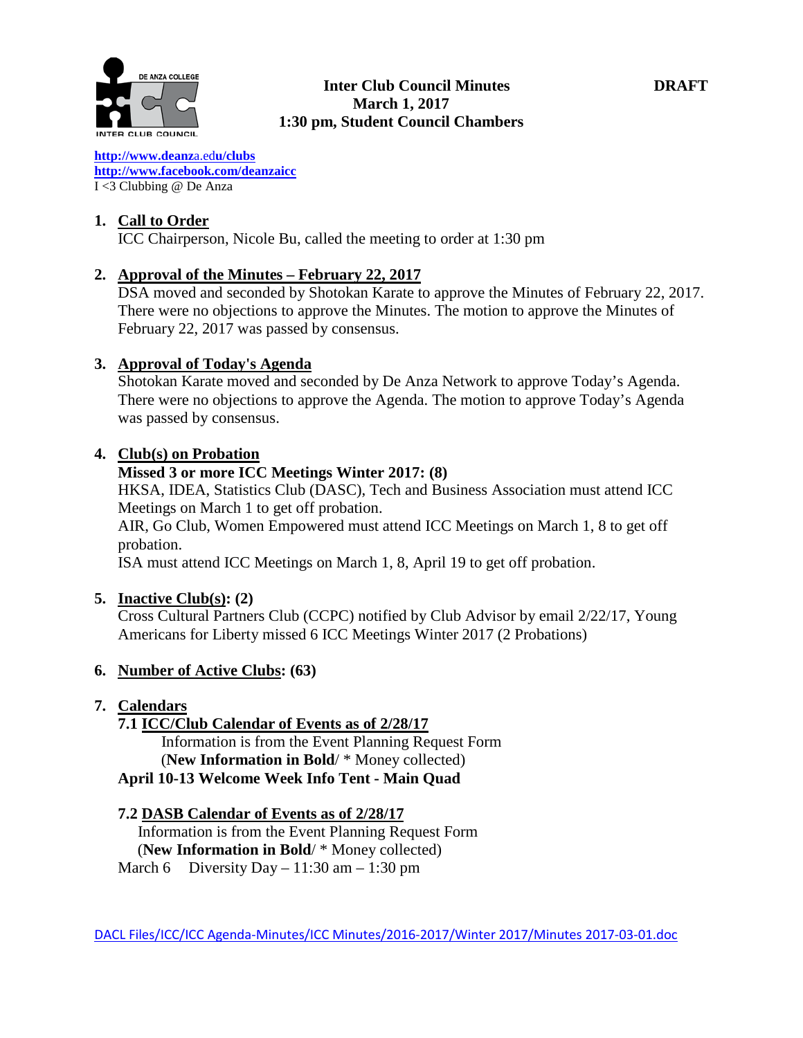**Inter Club Council Minutes** **DRAFT**
**March 1, 2017**
**1:30 pm, Student Council Chambers**

http://www.deanza.edu/clubs
http://www.facebook.com/deanzaicc
I <3 Clubbing @ De Anza

1. **Call to Order**
   ICC Chairperson, Nicole Bu, called the meeting to order at 1:30 pm

2. **Approval of the Minutes – February 22, 2017**
   DSA moved and seconded by Shotokan Karate to approve the Minutes of February 22, 2017. There were no objections to approve the Minutes. The motion to approve the Minutes of February 22, 2017 was passed by consensus.

3. **Approval of Today's Agenda**
   Shotokan Karate moved and seconded by De Anza Network to approve Today's Agenda. There were no objections to approve the Agenda. The motion to approve Today's Agenda was passed by consensus.

4. **Club(s) on Probation**
   **Missed 3 or more ICC Meetings Winter 2017: (8)**
   HKSA, IDEA, Statistics Club (DASC), Tech and Business Association must attend ICC Meetings on March 1 to get off probation.
   AIR, Go Club, Women Empowered must attend ICC Meetings on March 1, 8 to get off probation.
   ISA must attend ICC Meetings on March 1, 8, April 19 to get off probation.

5. **Inactive Club(s): (2)**
   Cross Cultural Partners Club (CCPC) notified by Club Advisor by email 2/22/17, Young Americans for Liberty missed 6 ICC Meetings Winter 2017 (2 Probations)

6. **Number of Active Clubs: (63)**

7. **Calendars**
   **7.1 ICC/Club Calendar of Events as of 2/28/17**
   Information is from the Event Planning Request Form
   (**New Information in Bold**/ * Money collected)
   **April 10-13 Welcome Week Info Tent - Main Quad**

   **7.2 DASB Calendar of Events as of 2/28/17**
   Information is from the Event Planning Request Form
   (**New Information in Bold**/ * Money collected)
   March 6 Diversity Day – 11:30 am – 1:30 pm

DACL Files/ICC/ICC Agenda-Minutes/ICC Minutes/2016-2017/Winter 2017/Minutes 2017-03-01.doc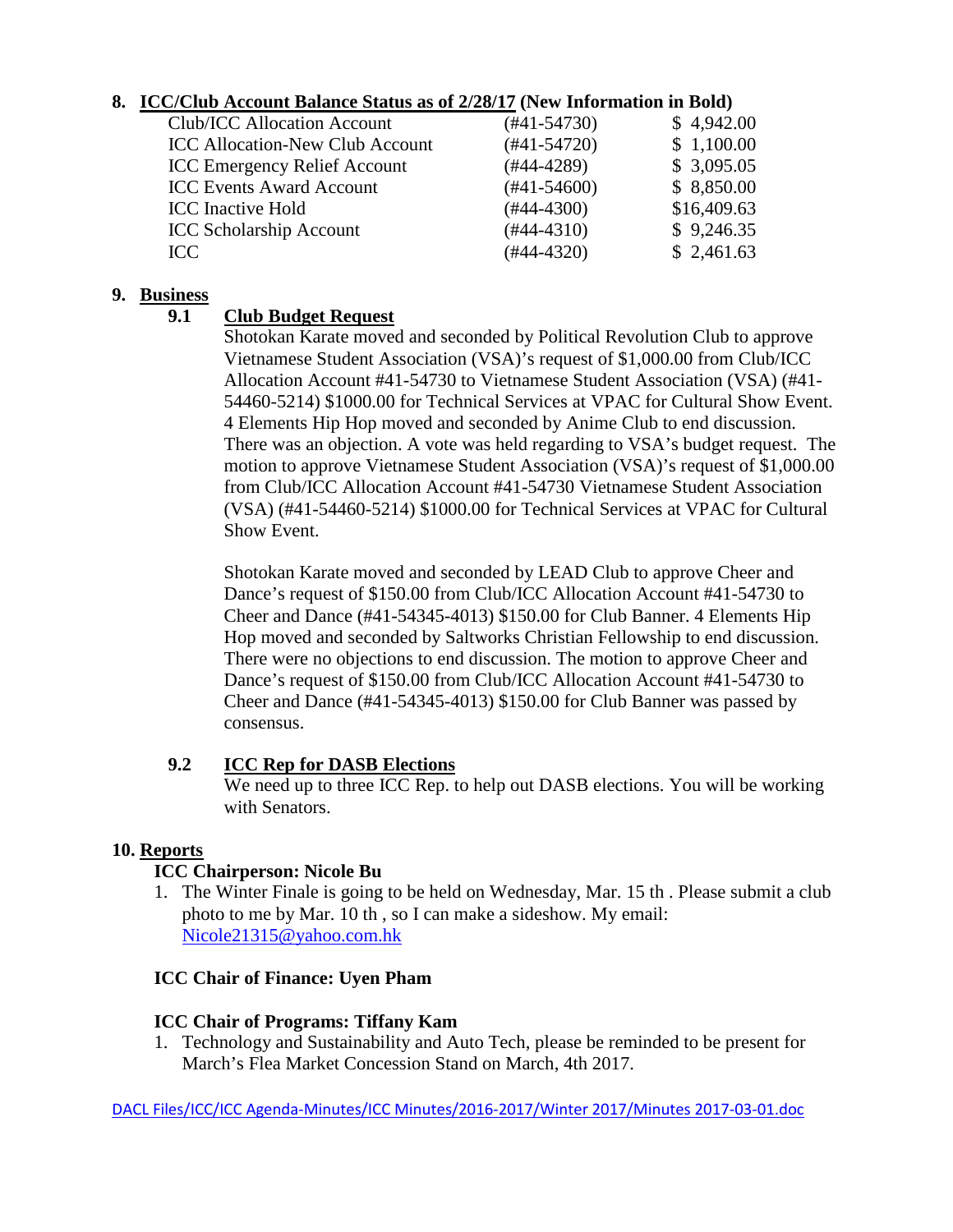## 8. ICC/Club Account Balance Status as of 2/28/17 (New Information in Bold)

| | | |
|---|---|---|
| Club/ICC Allocation Account | (#41-54730) | $ 4,942.00 |
| ICC Allocation-New Club Account | (#41-54720) | $ 1,100.00 |
| ICC Emergency Relief Account | (#44-4289) | $ 3,095.05 |
| ICC Events Award Account | (#41-54600) | $ 8,850.00 |
| ICC Inactive Hold | (#44-4300) | $16,409.63 |
| ICC Scholarship Account | (#44-4310) | $ 9,246.35 |
| ICC | (#44-4320) | $ 2,461.63 |

## 9. Business

### 9.1 Club Budget Request

Shotokan Karate moved and seconded by Political Revolution Club to approve Vietnamese Student Association (VSA)'s request of $1,000.00 from Club/ICC Allocation Account #41-54730 to Vietnamese Student Association (VSA) (#41-54460-5214) $1000.00 for Technical Services at VPAC for Cultural Show Event. 4 Elements Hip Hop moved and seconded by Anime Club to end discussion. There was an objection. A vote was held regarding to VSA's budget request. The motion to approve Vietnamese Student Association (VSA)'s request of $1,000.00 from Club/ICC Allocation Account #41-54730 Vietnamese Student Association (VSA) (#41-54460-5214) $1000.00 for Technical Services at VPAC for Cultural Show Event.

Shotokan Karate moved and seconded by LEAD Club to approve Cheer and Dance's request of $150.00 from Club/ICC Allocation Account #41-54730 to Cheer and Dance (#41-54345-4013) $150.00 for Club Banner. 4 Elements Hip Hop moved and seconded by Saltworks Christian Fellowship to end discussion. There were no objections to end discussion. The motion to approve Cheer and Dance's request of $150.00 from Club/ICC Allocation Account #41-54730 to Cheer and Dance (#41-54345-4013) $150.00 for Club Banner was passed by consensus.

### 9.2 ICC Rep for DASB Elections

We need up to three ICC Rep. to help out DASB elections. You will be working with Senators.

## 10. Reports

**ICC Chairperson: Nicole Bu**

1. The Winter Finale is going to be held on Wednesday, Mar. 15 th . Please submit a club photo to me by Mar. 10 th , so I can make a sideshow. My email: Nicole21315@yahoo.com.hk

**ICC Chair of Finance: Uyen Pham**

**ICC Chair of Programs: Tiffany Kam**

1. Technology and Sustainability and Auto Tech, please be reminded to be present for March's Flea Market Concession Stand on March, 4th 2017.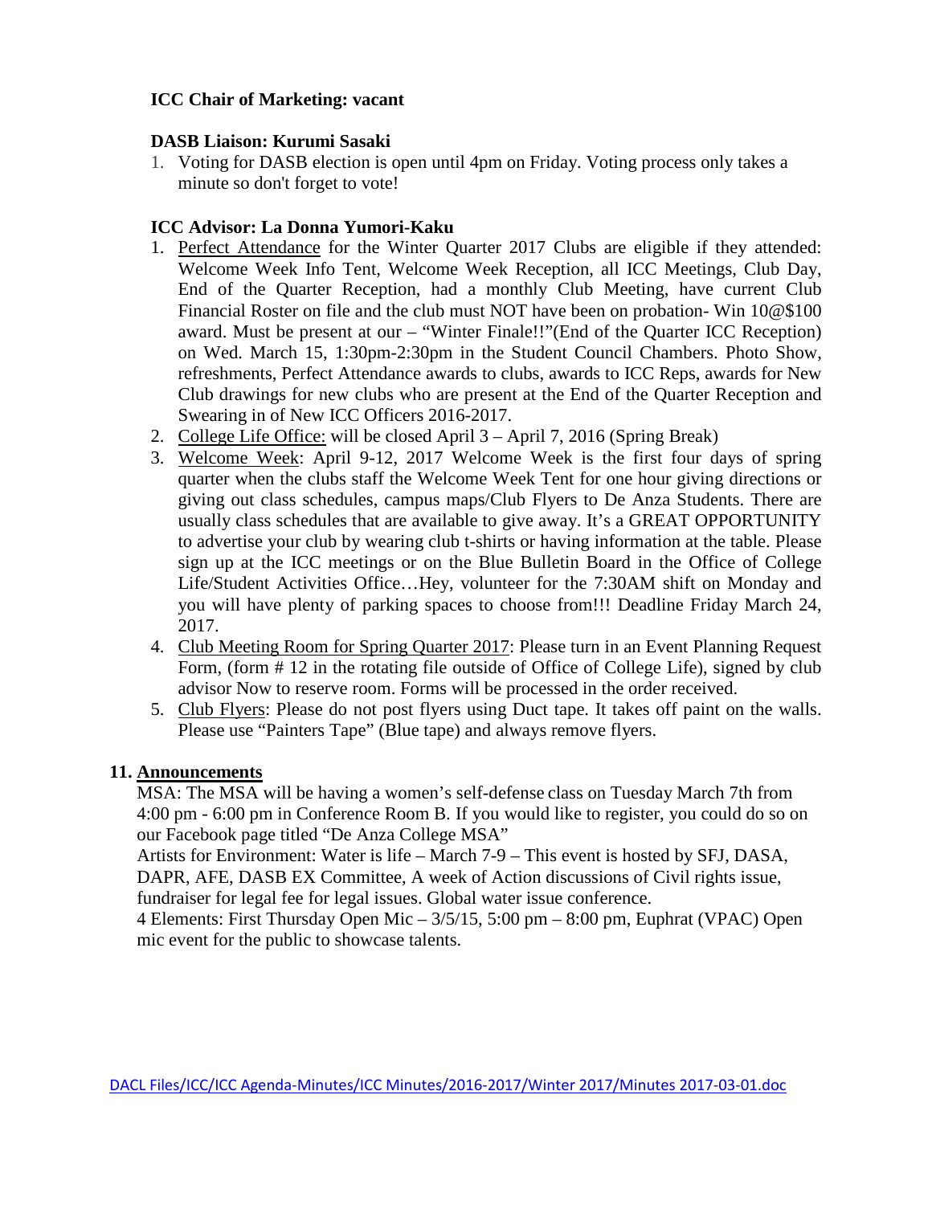**ICC Chair of Marketing: vacant**

**DASB Liaison: Kurumi Sasaki**

1. Voting for DASB election is open until 4pm on Friday. Voting process only takes a minute so don't forget to vote!

**ICC Advisor: La Donna Yumori-Kaku**

1. Perfect Attendance for the Winter Quarter 2017 Clubs are eligible if they attended: Welcome Week Info Tent, Welcome Week Reception, all ICC Meetings, Club Day, End of the Quarter Reception, had a monthly Club Meeting, have current Club Financial Roster on file and the club must NOT have been on probation- Win 10@$100 award. Must be present at our – "Winter Finale!!"(End of the Quarter ICC Reception) on Wed. March 15, 1:30pm-2:30pm in the Student Council Chambers. Photo Show, refreshments, Perfect Attendance awards to clubs, awards to ICC Reps, awards for New Club drawings for new clubs who are present at the End of the Quarter Reception and Swearing in of New ICC Officers 2016-2017.
2. College Life Office: will be closed April 3 – April 7, 2016 (Spring Break)
3. Welcome Week: April 9-12, 2017 Welcome Week is the first four days of spring quarter when the clubs staff the Welcome Week Tent for one hour giving directions or giving out class schedules, campus maps/Club Flyers to De Anza Students. There are usually class schedules that are available to give away. It's a GREAT OPPORTUNITY to advertise your club by wearing club t-shirts or having information at the table. Please sign up at the ICC meetings or on the Blue Bulletin Board in the Office of College Life/Student Activities Office…Hey, volunteer for the 7:30AM shift on Monday and you will have plenty of parking spaces to choose from!!! Deadline Friday March 24, 2017.
4. Club Meeting Room for Spring Quarter 2017: Please turn in an Event Planning Request Form, (form # 12 in the rotating file outside of Office of College Life), signed by club advisor Now to reserve room. Forms will be processed in the order received.
5. Club Flyers: Please do not post flyers using Duct tape. It takes off paint on the walls. Please use "Painters Tape" (Blue tape) and always remove flyers.

**11. Announcements**

MSA: The MSA will be having a women's self-defense class on Tuesday March 7th from 4:00 pm - 6:00 pm in Conference Room B. If you would like to register, you could do so on our Facebook page titled "De Anza College MSA"

Artists for Environment: Water is life – March 7-9 – This event is hosted by SFJ, DASA, DAPR, AFE, DASB EX Committee, A week of Action discussions of Civil rights issue, fundraiser for legal fee for legal issues. Global water issue conference.

4 Elements: First Thursday Open Mic – 3/5/15, 5:00 pm – 8:00 pm, Euphrat (VPAC) Open mic event for the public to showcase talents.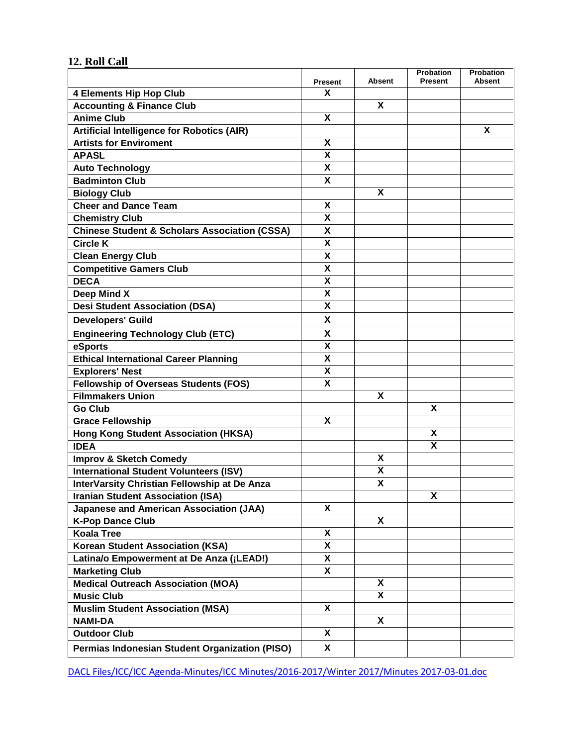## 12. Roll Call

| | Present | Absent | Probation Present | Probation Absent |
|---|---|---|---|---|
| **4 Elements Hip Hop Club** | X | | | |
| **Accounting & Finance Club** | | X | | |
| **Anime Club** | X | | | |
| **Artificial Intelligence for Robotics (AIR)** | | | | X |
| **Artists for Enviroment** | X | | | |
| **APASL** | X | | | |
| **Auto Technology** | X | | | |
| **Badminton Club** | X | | | |
| **Biology Club** | | X | | |
| **Cheer and Dance Team** | X | | | |
| **Chemistry Club** | X | | | |
| **Chinese Student & Scholars Association (CSSA)** | X | | | |
| **Circle K** | X | | | |
| **Clean Energy Club** | X | | | |
| **Competitive Gamers Club** | X | | | |
| **DECA** | X | | | |
| **Deep Mind X** | X | | | |
| **Desi Student Association (DSA)** | X | | | |
| **Developers' Guild** | X | | | |
| **Engineering Technology Club (ETC)** | X | | | |
| **eSports** | X | | | |
| **Ethical International Career Planning** | X | | | |
| **Explorers' Nest** | X | | | |
| **Fellowship of Overseas Students (FOS)** | X | | | |
| **Filmmakers Union** | | X | | |
| **Go Club** | | | X | |
| **Grace Fellowship** | X | | | |
| **Hong Kong Student Association (HKSA)** | | | X | |
| **IDEA** | | | X | |
| **Improv & Sketch Comedy** | | X | | |
| **International Student Volunteers (ISV)** | | X | | |
| **InterVarsity Christian Fellowship at De Anza** | | X | | |
| **Iranian Student Association (ISA)** | | | X | |
| **Japanese and American Association (JAA)** | X | | | |
| **K-Pop Dance Club** | | X | | |
| **Koala Tree** | X | | | |
| **Korean Student Association (KSA)** | X | | | |
| **Latina/o Empowerment at De Anza (¡LEAD!)** | X | | | |
| **Marketing Club** | X | | | |
| **Medical Outreach Association (MOA)** | | X | | |
| **Music Club** | | X | | |
| **Muslim Student Association (MSA)** | X | | | |
| **NAMI-DA** | | X | | |
| **Outdoor Club** | X | | | |
| **Permias Indonesian Student Organization (PISO)** | X | | | |

DACL Files/ICC/ICC Agenda-Minutes/ICC Minutes/2016-2017/Winter 2017/Minutes 2017-03-01.doc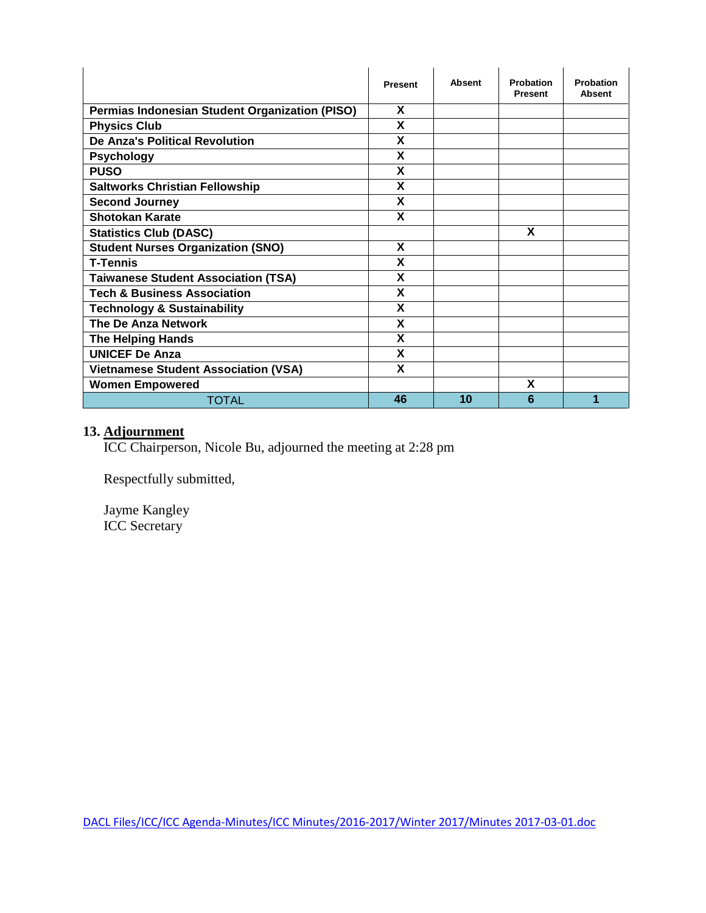| | Present | Absent | Probation Present | Probation Absent |
|---|---|---|---|---|
| **Permias Indonesian Student Organization (PISO)** | X | | | |
| **Physics Club** | X | | | |
| **De Anza's Political Revolution** | X | | | |
| **Psychology** | X | | | |
| **PUSO** | X | | | |
| **Saltworks Christian Fellowship** | X | | | |
| **Second Journey** | X | | | |
| **Shotokan Karate** | X | | | |
| **Statistics Club (DASC)** | | | X | |
| **Student Nurses Organization (SNO)** | X | | | |
| **T-Tennis** | X | | | |
| **Taiwanese Student Association (TSA)** | X | | | |
| **Tech & Business Association** | X | | | |
| **Technology & Sustainability** | X | | | |
| **The De Anza Network** | X | | | |
| **The Helping Hands** | X | | | |
| **UNICEF De Anza** | X | | | |
| **Vietnamese Student Association (VSA)** | X | | | |
| **Women Empowered** | | | X | |
| TOTAL | **46** | **10** | **6** | **1** |

**13. Adjournment**

ICC Chairperson, Nicole Bu, adjourned the meeting at 2:28 pm

Respectfully submitted,

Jayme Kangley
ICC Secretary

DACL Files/ICC/ICC Agenda-Minutes/ICC Minutes/2016-2017/Winter 2017/Minutes 2017-03-01.doc